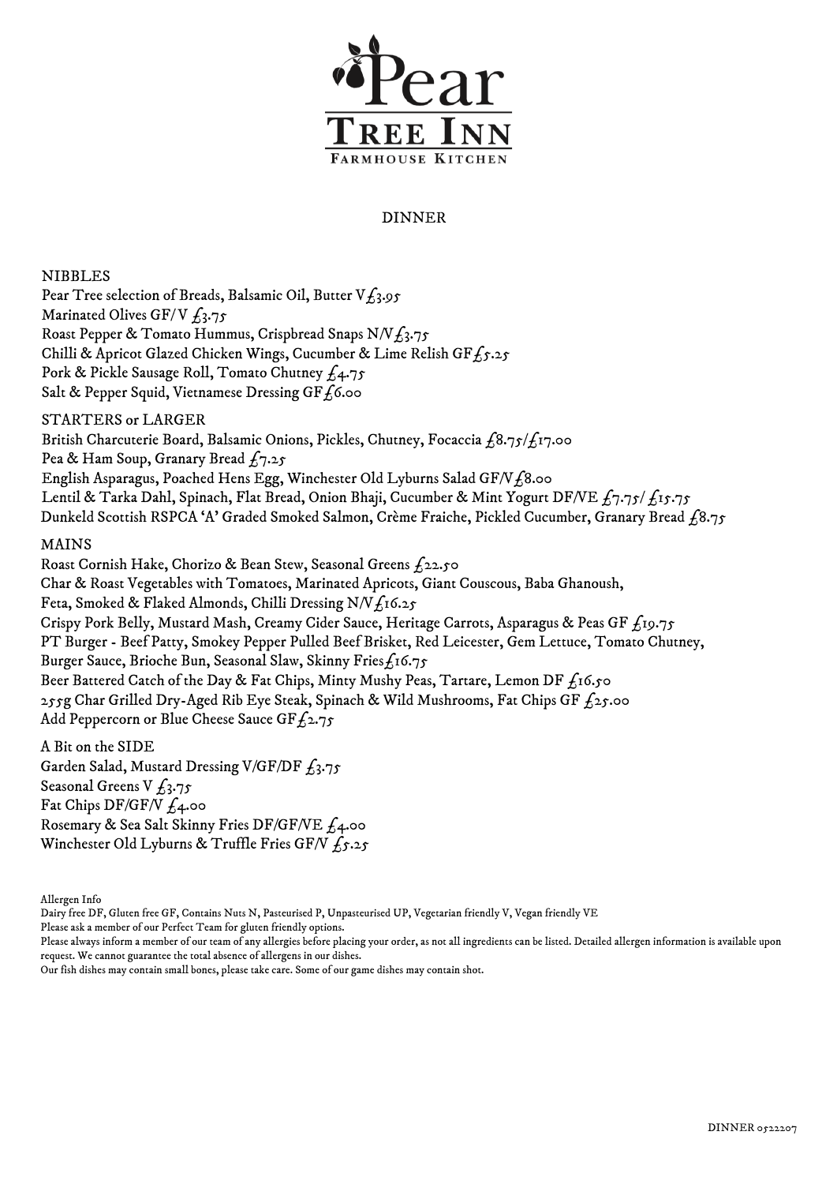# Pear Tree Inn

Farmhouse Kitchen

## DINNER

### NIBBLES

Pear Tree selection of Breads, Balsamic Oil, Butter V £3.95
Marinated Olives GF/ V £3.75
Roast Pepper & Tomato Hummus, Crispbread Snaps N/V £3.75
Chilli & Apricot Glazed Chicken Wings, Cucumber & Lime Relish GF £5.25
Pork & Pickle Sausage Roll, Tomato Chutney £4.75
Salt & Pepper Squid, Vietnamese Dressing GF £6.00

### STARTERS or LARGER

British Charcuterie Board, Balsamic Onions, Pickles, Chutney, Focaccia £8.75/£17.00
Pea & Ham Soup, Granary Bread £7.25
English Asparagus, Poached Hens Egg, Winchester Old Lyburns Salad GF/V £8.00
Lentil & Tarka Dahl, Spinach, Flat Bread, Onion Bhaji, Cucumber & Mint Yogurt DF/VE £7.75/ £15.75
Dunkeld Scottish RSPCA 'A' Graded Smoked Salmon, Crème Fraiche, Pickled Cucumber, Granary Bread £8.75

### MAINS

Roast Cornish Hake, Chorizo & Bean Stew, Seasonal Greens £22.50
Char & Roast Vegetables with Tomatoes, Marinated Apricots, Giant Couscous, Baba Ghanoush, Feta, Smoked & Flaked Almonds, Chilli Dressing N/V £16.25
Crispy Pork Belly, Mustard Mash, Creamy Cider Sauce, Heritage Carrots, Asparagus & Peas GF £19.75
PT Burger - Beef Patty, Smokey Pepper Pulled Beef Brisket, Red Leicester, Gem Lettuce, Tomato Chutney, Burger Sauce, Brioche Bun, Seasonal Slaw, Skinny Fries £16.75
Beer Battered Catch of the Day & Fat Chips, Minty Mushy Peas, Tartare, Lemon DF £16.50
255g Char Grilled Dry-Aged Rib Eye Steak, Spinach & Wild Mushrooms, Fat Chips GF £25.00
Add Peppercorn or Blue Cheese Sauce GF £2.75

### A Bit on the SIDE

Garden Salad, Mustard Dressing V/GF/DF £3.75
Seasonal Greens V £3.75
Fat Chips DF/GF/V £4.00
Rosemary & Sea Salt Skinny Fries DF/GF/VE £4.00
Winchester Old Lyburns & Truffle Fries GF/V £5.25

Allergen Info
Dairy free DF, Gluten free GF, Contains Nuts N, Pasteurised P, Unpasteurised UP, Vegetarian friendly V, Vegan friendly VE
Please ask a member of our Perfect Team for gluten friendly options.
Please always inform a member of our team of any allergies before placing your order, as not all ingredients can be listed. Detailed allergen information is available upon request. We cannot guarantee the total absence of allergens in our dishes.
Our fish dishes may contain small bones, please take care. Some of our game dishes may contain shot.

DINNER 0522207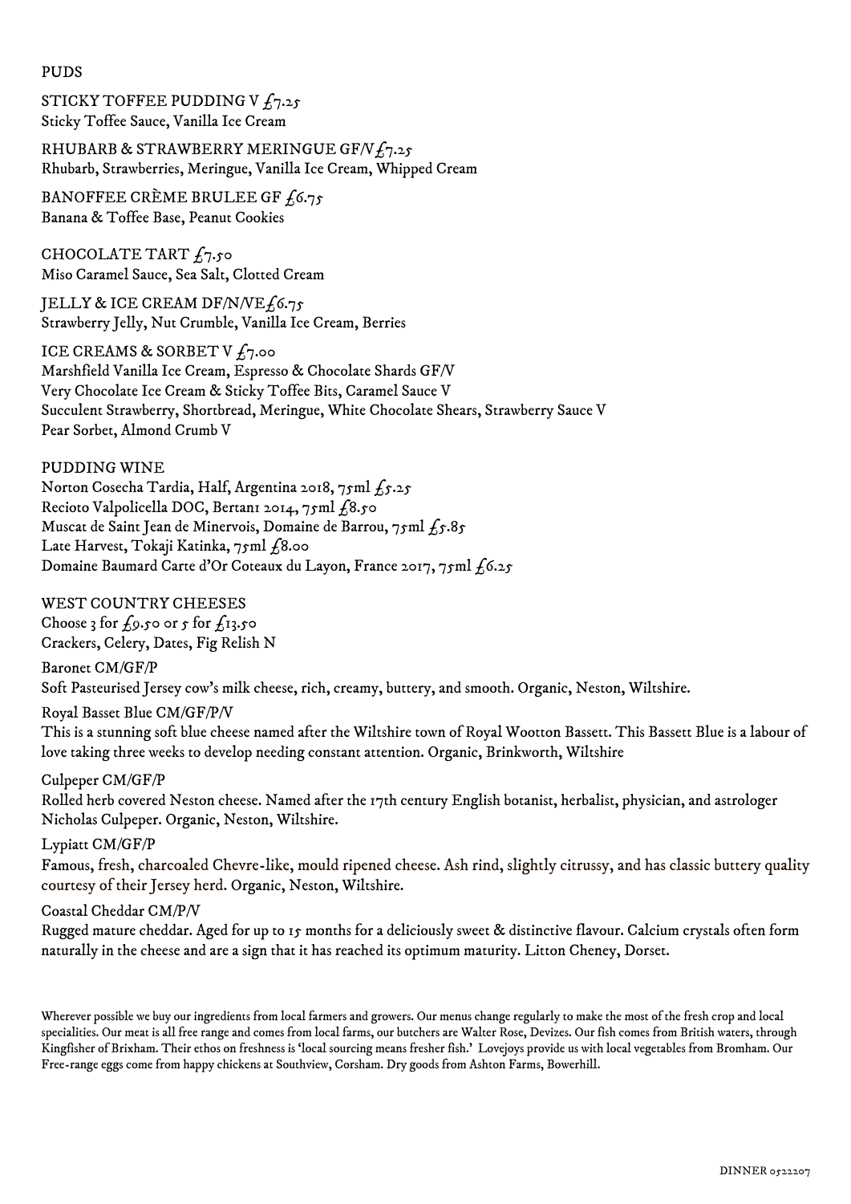## PUDS

**STICKY TOFFEE PUDDING V £7.25**
Sticky Toffee Sauce, Vanilla Ice Cream

**RHUBARB & STRAWBERRY MERINGUE GF/V £7.25**
Rhubarb, Strawberries, Meringue, Vanilla Ice Cream, Whipped Cream

**BANOFFEE CRÈME BRULEE GF £6.75**
Banana & Toffee Base, Peanut Cookies

**CHOCOLATE TART £7.50**
Miso Caramel Sauce, Sea Salt, Clotted Cream

**JELLY & ICE CREAM DF/N/VE £6.75**
Strawberry Jelly, Nut Crumble, Vanilla Ice Cream, Berries

**ICE CREAMS & SORBET V £7.00**
Marshfield Vanilla Ice Cream, Espresso & Chocolate Shards GF/V
Very Chocolate Ice Cream & Sticky Toffee Bits, Caramel Sauce V
Succulent Strawberry, Shortbread, Meringue, White Chocolate Shears, Strawberry Sauce V
Pear Sorbet, Almond Crumb V

## PUDDING WINE

Norton Cosecha Tardia, Half, Argentina 2018, 75ml £5.25
Recioto Valpolicella DOC, Bertani 2014, 75ml £8.50
Muscat de Saint Jean de Minervois, Domaine de Barrou, 75ml £5.85
Late Harvest, Tokaji Katinka, 75ml £8.00
Domaine Baumard Carte d'Or Coteaux du Layon, France 2017, 75ml £6.25

## WEST COUNTRY CHEESES

Choose 3 for £9.50 or 5 for £13.50
Crackers, Celery, Dates, Fig Relish N

**Baronet CM/GF/P**
Soft Pasteurised Jersey cow's milk cheese, rich, creamy, buttery, and smooth. Organic, Neston, Wiltshire.

**Royal Basset Blue CM/GF/P/V**
This is a stunning soft blue cheese named after the Wiltshire town of Royal Wootton Bassett. This Bassett Blue is a labour of love taking three weeks to develop needing constant attention. Organic, Brinkworth, Wiltshire

**Culpeper CM/GF/P**
Rolled herb covered Neston cheese. Named after the 17th century English botanist, herbalist, physician, and astrologer Nicholas Culpeper. Organic, Neston, Wiltshire.

**Lypiatt CM/GF/P**
Famous, fresh, charcoaled Chevre-like, mould ripened cheese. Ash rind, slightly citrussy, and has classic buttery quality courtesy of their Jersey herd. Organic, Neston, Wiltshire.

**Coastal Cheddar CM/P/V**
Rugged mature cheddar. Aged for up to 15 months for a deliciously sweet & distinctive flavour. Calcium crystals often form naturally in the cheese and are a sign that it has reached its optimum maturity. Litton Cheney, Dorset.

Wherever possible we buy our ingredients from local farmers and growers. Our menus change regularly to make the most of the fresh crop and local specialities. Our meat is all free range and comes from local farms, our butchers are Walter Rose, Devizes. Our fish comes from British waters, through Kingfisher of Brixham. Their ethos on freshness is 'local sourcing means fresher fish.' Lovejoys provide us with local vegetables from Bromham. Our Free-range eggs come from happy chickens at Southview, Corsham. Dry goods from Ashton Farms, Bowerhill.

DINNER 0522207